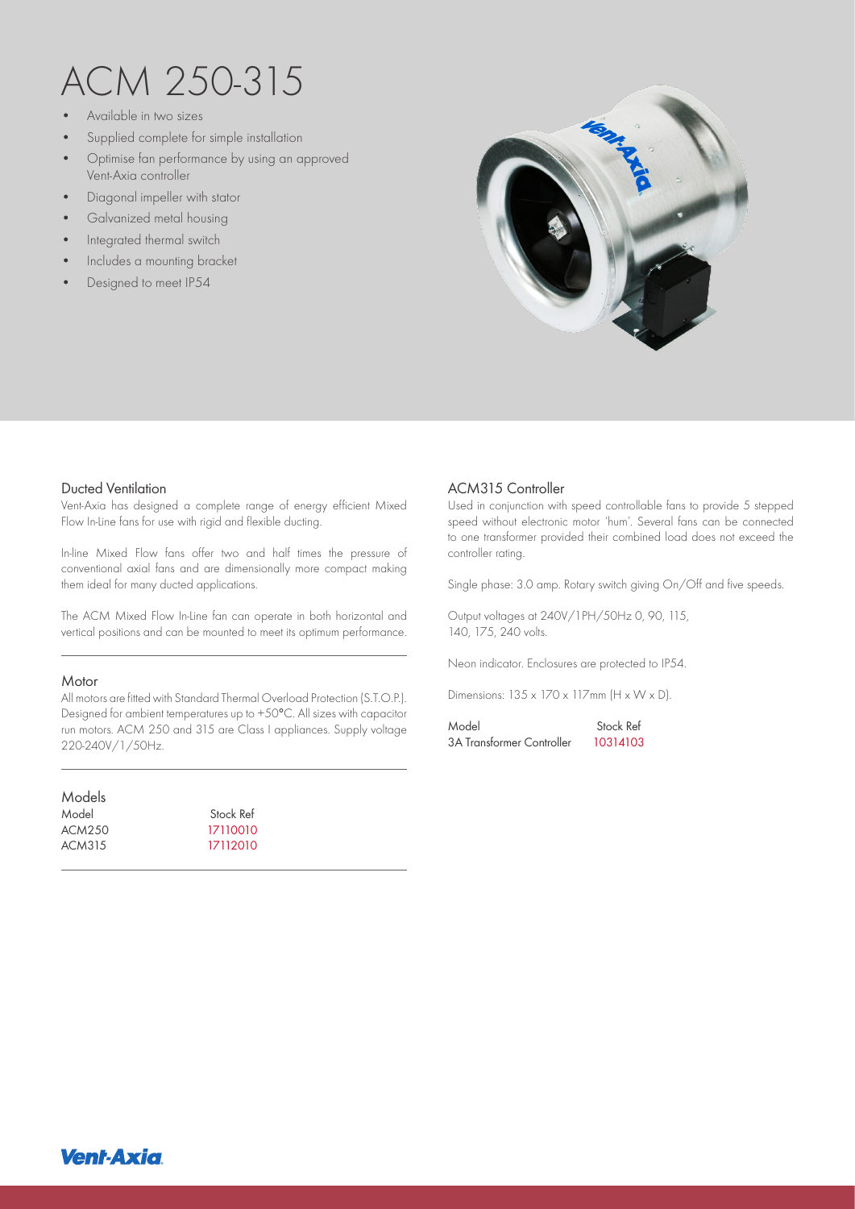# ACM 250-315

- Available in two sizes
- Supplied complete for simple installation
- Optimise fan performance by using an approved Vent-Axia controller
- Diagonal impeller with stator
- Galvanized metal housing
- Integrated thermal switch
- Includes a mounting bracket
- Designed to meet IP54

## Ducted Ventilation

Vent-Axia has designed a complete range of energy efficient Mixed Flow In-Line fans for use with rigid and flexible ducting.

In-line Mixed Flow fans offer two and half times the pressure of conventional axial fans and are dimensionally more compact making them ideal for many ducted applications.

The ACM Mixed Flow In-Line fan can operate in both horizontal and vertical positions and can be mounted to meet its optimum performance.

## Motor

All motors are fitted with Standard Thermal Overload Protection (S.T.O.P.). Designed for ambient temperatures up to +50°C. All sizes with capacitor run motors. ACM 250 and 315 are Class I appliances. Supply voltage 220-240V/1/50Hz.

## Models

| Model | Stock Ref |
| --- | --- |
| ACM250 | 17110010 |
| ACM315 | 17112010 |

## ACM315 Controller

Used in conjunction with speed controllable fans to provide 5 stepped speed without electronic motor 'hum'. Several fans can be connected to one transformer provided their combined load does not exceed the controller rating.

Single phase: 3.0 amp. Rotary switch giving On/Off and five speeds.

Output voltages at 240V/1PH/50Hz 0, 90, 115, 140, 175, 240 volts.

Neon indicator. Enclosures are protected to IP54.

Dimensions: 135 x 170 x 117mm (H x W x D).

| Model | Stock Ref |
| --- | --- |
| 3A Transformer Controller | 10314103 |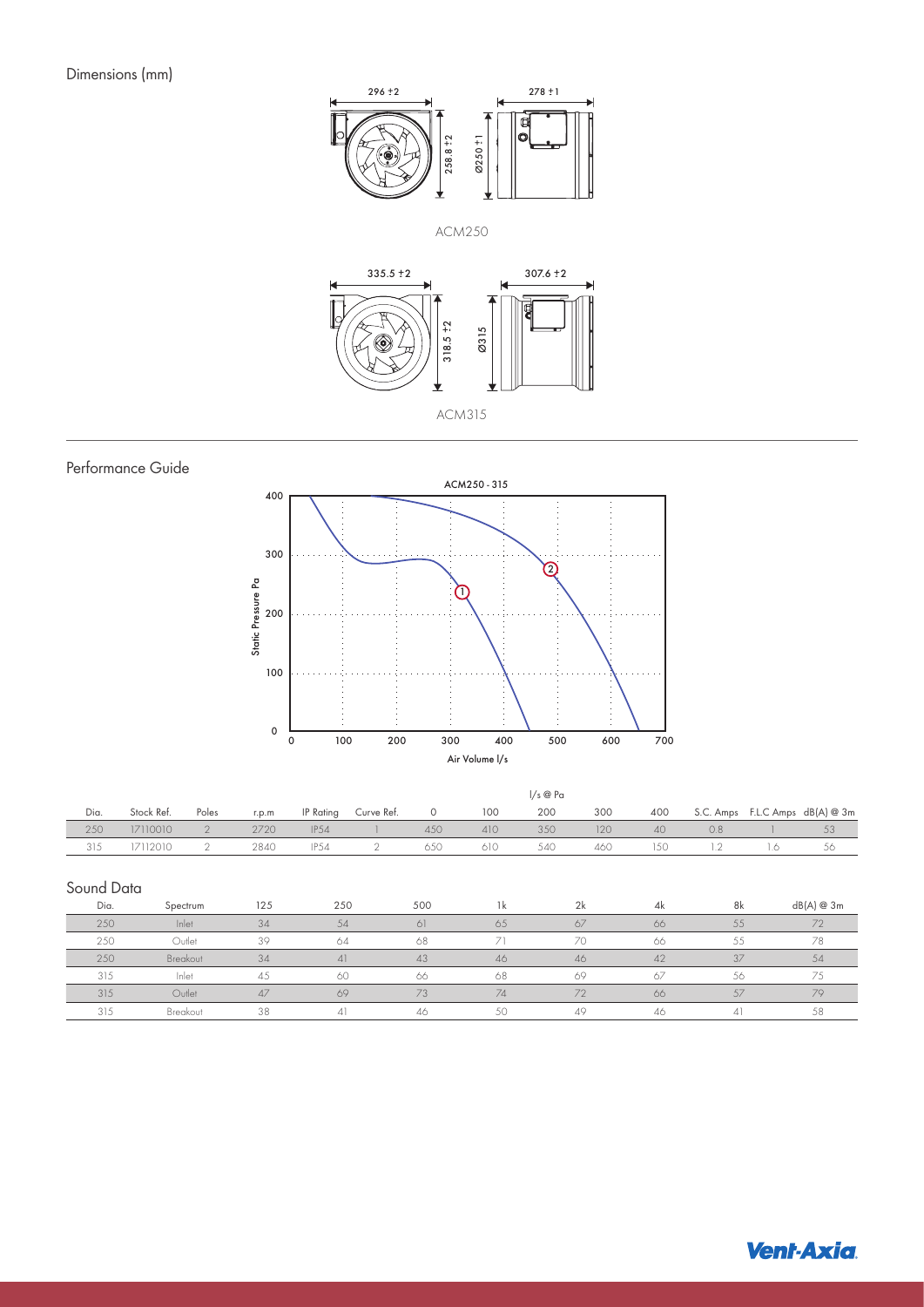## Dimensions (mm)

296 ±2

258.8 ±2

278 ±1

Ø250 ±1

ACM250

335.5 ±2

318.5 ±2

307.6 ±2

Ø315

ACM315

## Performance Guide

ACM250 - 315

Static Pressure Pa

400
300
200
100
0

0 100 200 300 400 500 600 700

Air Volume l/s

1
2

| | | | | | | l/s @ Pa | | | | | | | |
|---|---|---|---|---|---|---|---|---|---|---|---|---|---|
| Dia. | Stock Ref. | Poles | r.p.m | IP Rating | Curve Ref. | 0 | 100 | 200 | 300 | 400 | S.C. Amps | F.L.C Amps | dB(A) @ 3m |
| 250 | 17110010 | 2 | 2720 | IP54 | 1 | 450 | 410 | 350 | 120 | 40 | 0.8 | 1 | 53 |
| 315 | 17112010 | 2 | 2840 | IP54 | 2 | 650 | 610 | 540 | 460 | 150 | 1.2 | 1.6 | 56 |

## Sound Data

| Dia. | Spectrum | 125 | 250 | 500 | 1k | 2k | 4k | 8k | dB(A) @ 3m |
|---|---|---|---|---|---|---|---|---|---|
| 250 | Inlet | 34 | 54 | 61 | 65 | 67 | 66 | 55 | 72 |
| 250 | Outlet | 39 | 64 | 68 | 71 | 70 | 66 | 55 | 78 |
| 250 | Breakout | 34 | 41 | 43 | 46 | 46 | 42 | 37 | 54 |
| 315 | Inlet | 45 | 60 | 66 | 68 | 69 | 67 | 56 | 75 |
| 315 | Outlet | 47 | 69 | 73 | 74 | 72 | 66 | 57 | 79 |
| 315 | Breakout | 38 | 41 | 46 | 50 | 49 | 46 | 41 | 58 |

Vent-Axia